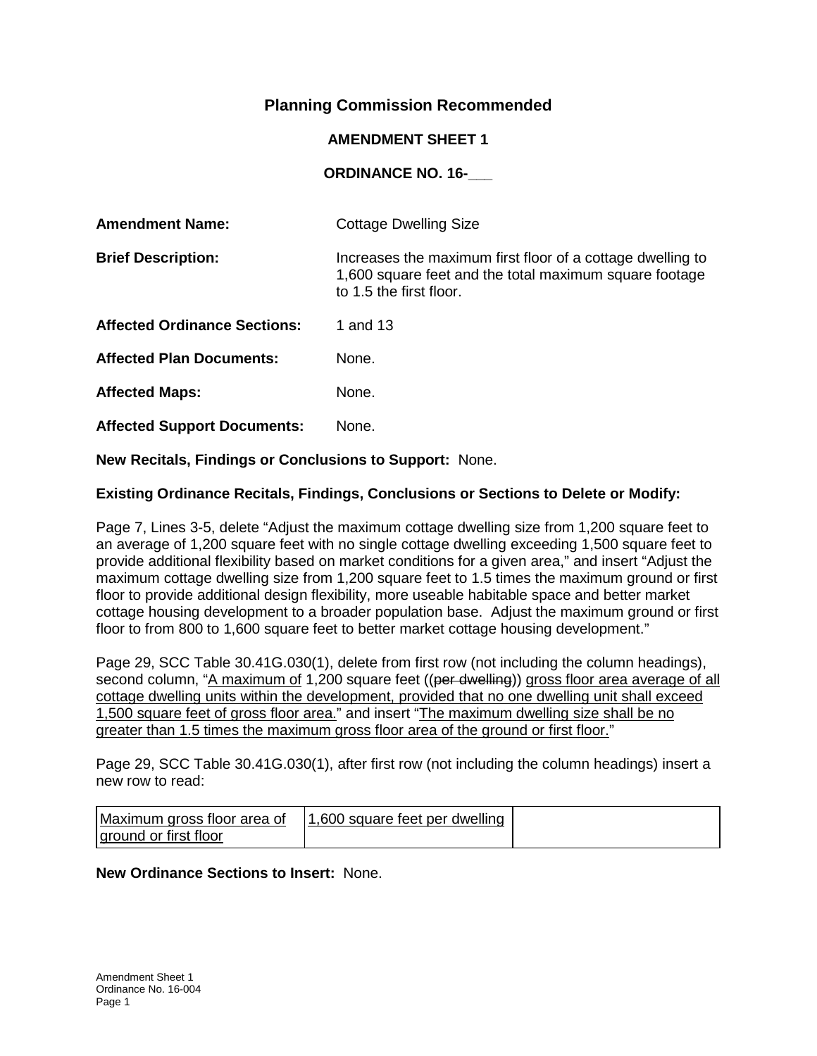**Planning Commission Recommended**

**AMENDMENT SHEET 1**

**ORDINANCE NO. 16-___**

**Amendment Name:** Cottage Dwelling Size

**Brief Description:** Increases the maximum first floor of a cottage dwelling to 1,600 square feet and the total maximum square footage to 1.5 the first floor.

**Affected Ordinance Sections:** 1 and 13

**Affected Plan Documents:** None.

**Affected Maps:** None.

**Affected Support Documents:** None.

**New Recitals, Findings or Conclusions to Support:** None.

**Existing Ordinance Recitals, Findings, Conclusions or Sections to Delete or Modify:**

Page 7, Lines 3-5, delete "Adjust the maximum cottage dwelling size from 1,200 square feet to an average of 1,200 square feet with no single cottage dwelling exceeding 1,500 square feet to provide additional flexibility based on market conditions for a given area," and insert "Adjust the maximum cottage dwelling size from 1,200 square feet to 1.5 times the maximum ground or first floor to provide additional design flexibility, more useable habitable space and better market cottage housing development to a broader population base. Adjust the maximum ground or first floor to from 800 to 1,600 square feet to better market cottage housing development."

Page 29, SCC Table 30.41G.030(1), delete from first row (not including the column headings), second column, "<u>A maximum of</u> 1,200 square feet ((~~per dwelling~~)) <u>gross floor area average of all cottage dwelling units within the development, provided that no one dwelling unit shall exceed 1,500 square feet of gross floor area.</u>" and insert "<u>The maximum dwelling size shall be no greater than 1.5 times the maximum gross floor area of the ground or first floor.</u>"

Page 29, SCC Table 30.41G.030(1), after first row (not including the column headings) insert a new row to read:

| <u>Maximum gross floor area of ground or first floor</u> | <u>1,600 square feet per dwelling</u> | |
|---|---|---|

**New Ordinance Sections to Insert:** None.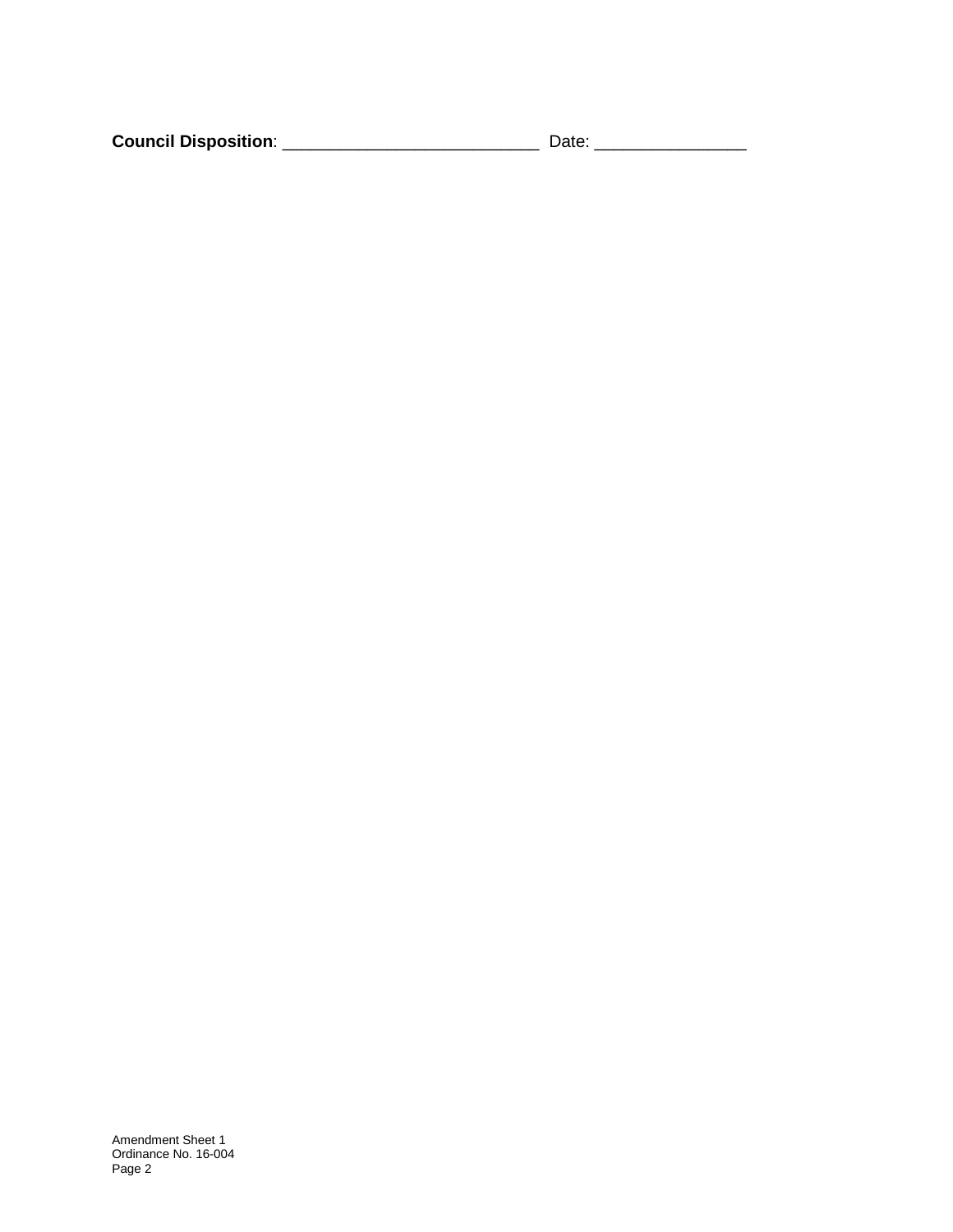**Council Disposition**: ___________________________ Date: ________________